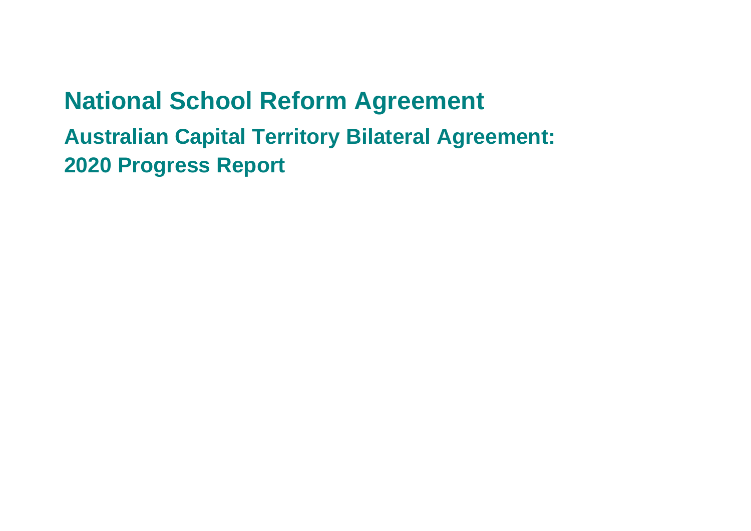# National School Reform Agreement

## Australian Capital Territory Bilateral Agreement:

## 2020 Progress Report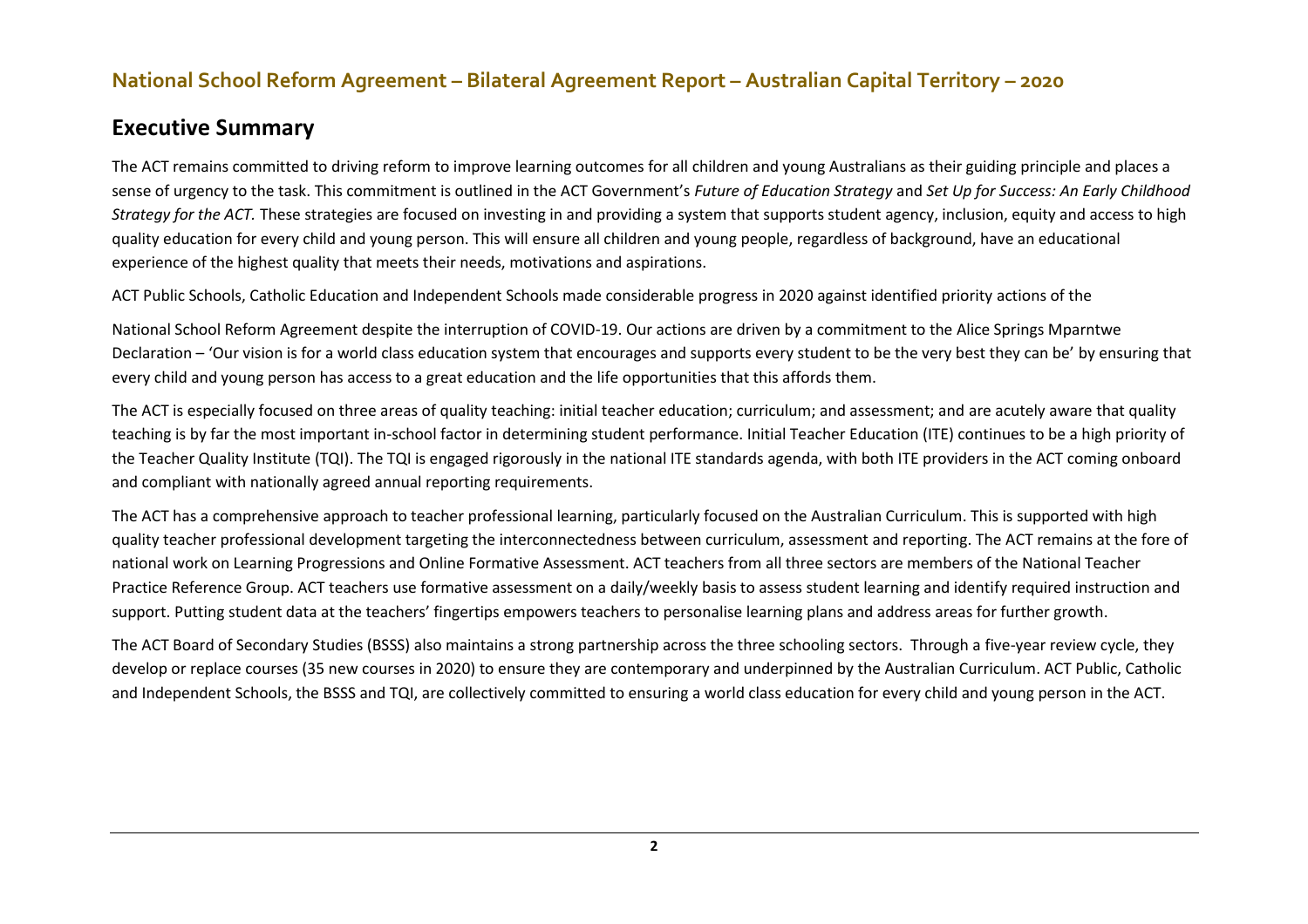# National School Reform Agreement – Bilateral Agreement Report – Australian Capital Territory – 2020

## Executive Summary

The ACT remains committed to driving reform to improve learning outcomes for all children and young Australians as their guiding principle and places a sense of urgency to the task. This commitment is outlined in the ACT Government's *Future of Education Strategy* and *Set Up for Success: An Early Childhood Strategy for the ACT.* These strategies are focused on investing in and providing a system that supports student agency, inclusion, equity and access to high quality education for every child and young person. This will ensure all children and young people, regardless of background, have an educational experience of the highest quality that meets their needs, motivations and aspirations.

ACT Public Schools, Catholic Education and Independent Schools made considerable progress in 2020 against identified priority actions of the

National School Reform Agreement despite the interruption of COVID-19. Our actions are driven by a commitment to the Alice Springs Mparntwe Declaration – 'Our vision is for a world class education system that encourages and supports every student to be the very best they can be' by ensuring that every child and young person has access to a great education and the life opportunities that this affords them.

The ACT is especially focused on three areas of quality teaching: initial teacher education; curriculum; and assessment; and are acutely aware that quality teaching is by far the most important in-school factor in determining student performance. Initial Teacher Education (ITE) continues to be a high priority of the Teacher Quality Institute (TQI). The TQI is engaged rigorously in the national ITE standards agenda, with both ITE providers in the ACT coming onboard and compliant with nationally agreed annual reporting requirements.

The ACT has a comprehensive approach to teacher professional learning, particularly focused on the Australian Curriculum. This is supported with high quality teacher professional development targeting the interconnectedness between curriculum, assessment and reporting. The ACT remains at the fore of national work on Learning Progressions and Online Formative Assessment. ACT teachers from all three sectors are members of the National Teacher Practice Reference Group. ACT teachers use formative assessment on a daily/weekly basis to assess student learning and identify required instruction and support. Putting student data at the teachers' fingertips empowers teachers to personalise learning plans and address areas for further growth.

The ACT Board of Secondary Studies (BSSS) also maintains a strong partnership across the three schooling sectors. Through a five-year review cycle, they develop or replace courses (35 new courses in 2020) to ensure they are contemporary and underpinned by the Australian Curriculum. ACT Public, Catholic and Independent Schools, the BSSS and TQI, are collectively committed to ensuring a world class education for every child and young person in the ACT.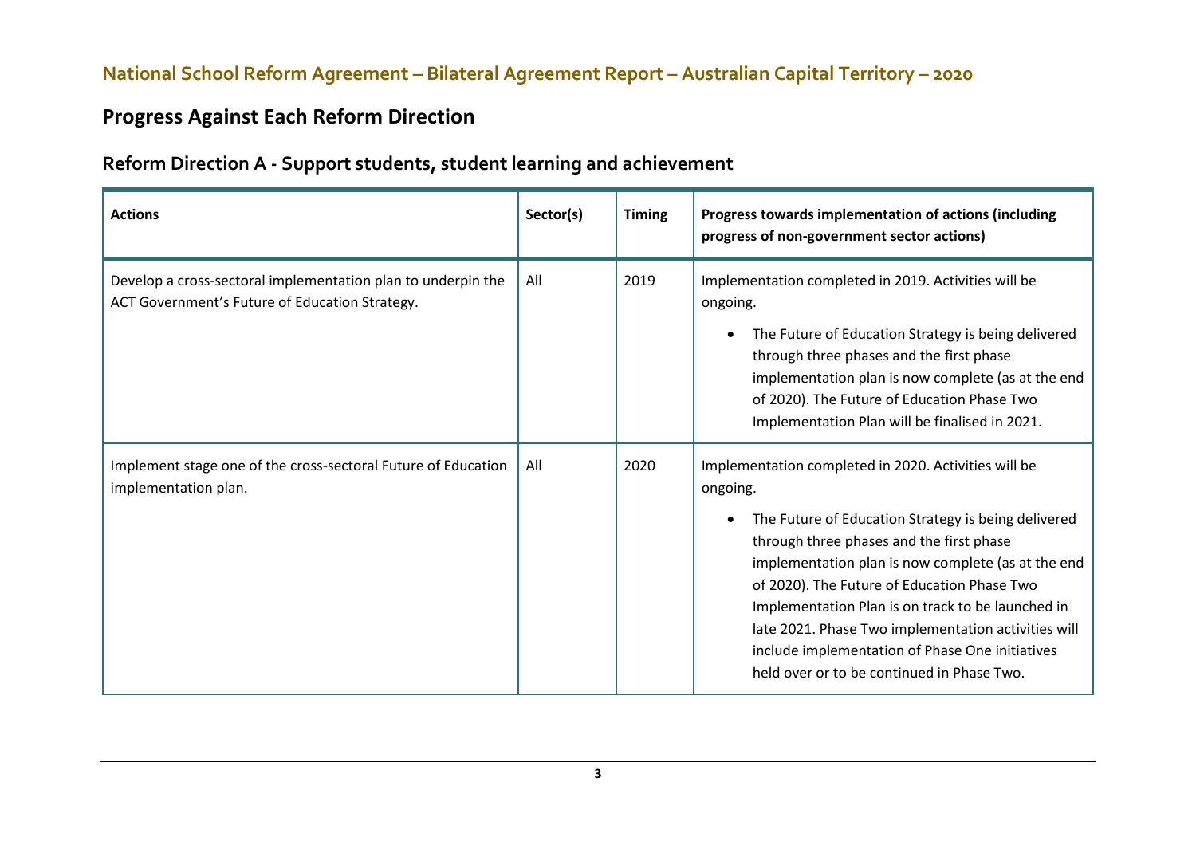# National School Reform Agreement – Bilateral Agreement Report – Australian Capital Territory – 2020

## Progress Against Each Reform Direction

### Reform Direction A - Support students, student learning and achievement

| Actions | Sector(s) | Timing | Progress towards implementation of actions (including progress of non-government sector actions) |
|---|---|---|---|
| Develop a cross-sectoral implementation plan to underpin the ACT Government's Future of Education Strategy. | All | 2019 | Implementation completed in 2019. Activities will be ongoing.<br>• The Future of Education Strategy is being delivered through three phases and the first phase implementation plan is now complete (as at the end of 2020). The Future of Education Phase Two Implementation Plan will be finalised in 2021. |
| Implement stage one of the cross-sectoral Future of Education implementation plan. | All | 2020 | Implementation completed in 2020. Activities will be ongoing.<br>• The Future of Education Strategy is being delivered through three phases and the first phase implementation plan is now complete (as at the end of 2020). The Future of Education Phase Two Implementation Plan is on track to be launched in late 2021. Phase Two implementation activities will include implementation of Phase One initiatives held over or to be continued in Phase Two. |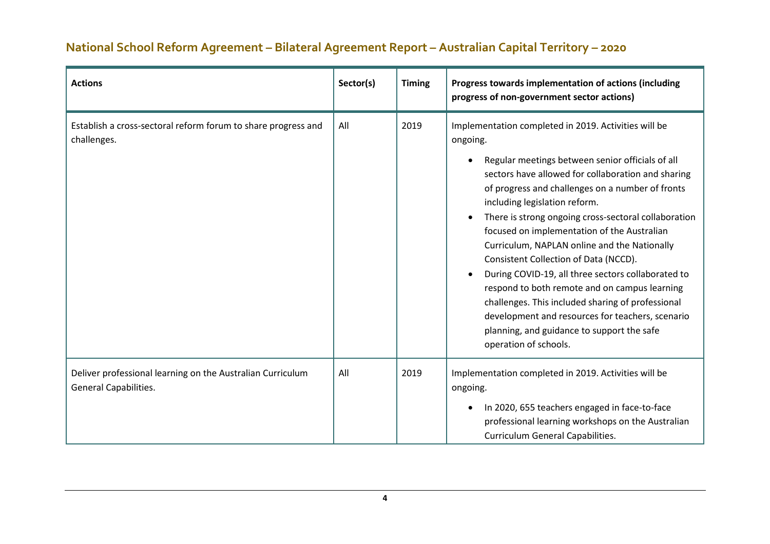## National School Reform Agreement – Bilateral Agreement Report – Australian Capital Territory – 2020

| Actions | Sector(s) | Timing | Progress towards implementation of actions (including progress of non-government sector actions) |
|---|---|---|---|
| Establish a cross-sectoral reform forum to share progress and challenges. | All | 2019 | Implementation completed in 2019. Activities will be ongoing.<br>• Regular meetings between senior officials of all sectors have allowed for collaboration and sharing of progress and challenges on a number of fronts including legislation reform.<br>• There is strong ongoing cross-sectoral collaboration focused on implementation of the Australian Curriculum, NAPLAN online and the Nationally Consistent Collection of Data (NCCD).<br>• During COVID-19, all three sectors collaborated to respond to both remote and on campus learning challenges. This included sharing of professional development and resources for teachers, scenario planning, and guidance to support the safe operation of schools. |
| Deliver professional learning on the Australian Curriculum General Capabilities. | All | 2019 | Implementation completed in 2019. Activities will be ongoing.<br>• In 2020, 655 teachers engaged in face-to-face professional learning workshops on the Australian Curriculum General Capabilities. |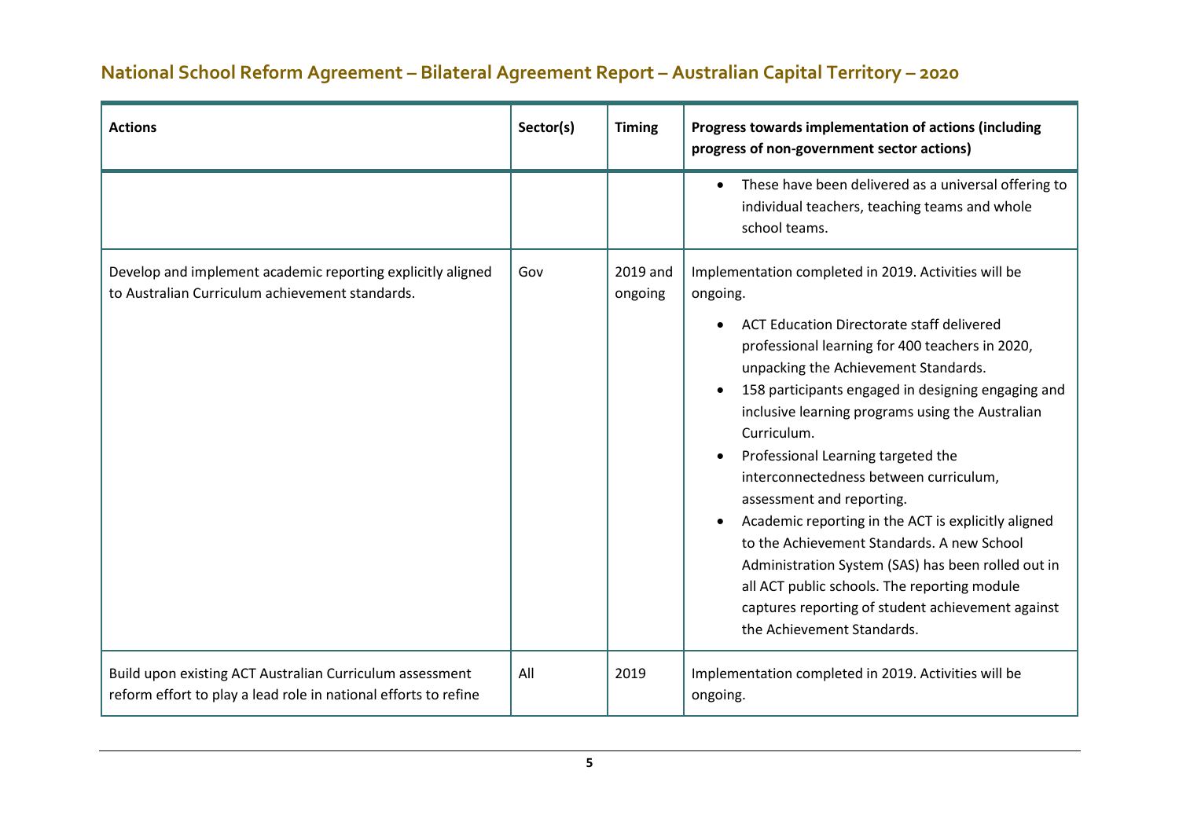## National School Reform Agreement – Bilateral Agreement Report – Australian Capital Territory – 2020

| Actions | Sector(s) | Timing | Progress towards implementation of actions (including progress of non-government sector actions) |
|---|---|---|---|
| | | | • These have been delivered as a universal offering to individual teachers, teaching teams and whole school teams. |
| Develop and implement academic reporting explicitly aligned to Australian Curriculum achievement standards. | Gov | 2019 and ongoing | Implementation completed in 2019. Activities will be ongoing.<br>• ACT Education Directorate staff delivered professional learning for 400 teachers in 2020, unpacking the Achievement Standards.<br>• 158 participants engaged in designing engaging and inclusive learning programs using the Australian Curriculum.<br>• Professional Learning targeted the interconnectedness between curriculum, assessment and reporting.<br>• Academic reporting in the ACT is explicitly aligned to the Achievement Standards. A new School Administration System (SAS) has been rolled out in all ACT public schools. The reporting module captures reporting of student achievement against the Achievement Standards. |
| Build upon existing ACT Australian Curriculum assessment reform effort to play a lead role in national efforts to refine | All | 2019 | Implementation completed in 2019. Activities will be ongoing. |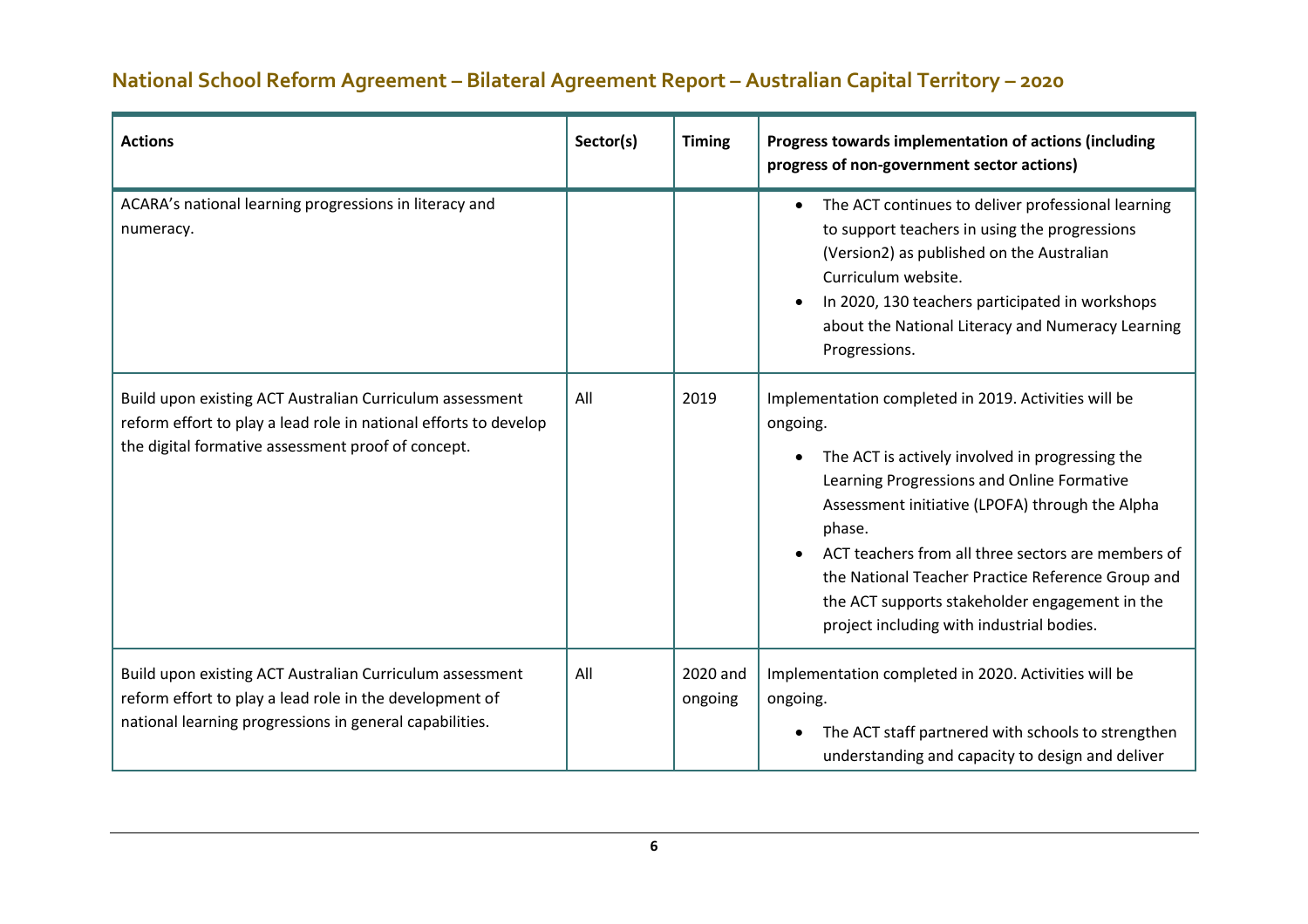## National School Reform Agreement – Bilateral Agreement Report – Australian Capital Territory – 2020

| Actions | Sector(s) | Timing | Progress towards implementation of actions (including progress of non-government sector actions) |
|---|---|---|---|
| ACARA's national learning progressions in literacy and numeracy. | | | • The ACT continues to deliver professional learning to support teachers in using the progressions (Version2) as published on the Australian Curriculum website.<br>• In 2020, 130 teachers participated in workshops about the National Literacy and Numeracy Learning Progressions. |
| Build upon existing ACT Australian Curriculum assessment reform effort to play a lead role in national efforts to develop the digital formative assessment proof of concept. | All | 2019 | Implementation completed in 2019. Activities will be ongoing.<br>• The ACT is actively involved in progressing the Learning Progressions and Online Formative Assessment initiative (LPOFA) through the Alpha phase.<br>• ACT teachers from all three sectors are members of the National Teacher Practice Reference Group and the ACT supports stakeholder engagement in the project including with industrial bodies. |
| Build upon existing ACT Australian Curriculum assessment reform effort to play a lead role in the development of national learning progressions in general capabilities. | All | 2020 and ongoing | Implementation completed in 2020. Activities will be ongoing.<br>• The ACT staff partnered with schools to strengthen understanding and capacity to design and deliver |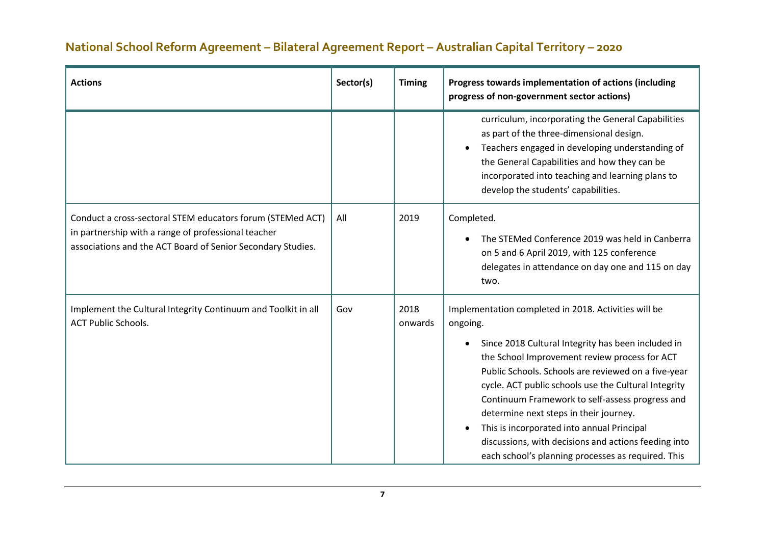| Actions | Sector(s) | Timing | Progress towards implementation of actions (including progress of non-government sector actions) |
|---|---|---|---|
| | | | curriculum, incorporating the General Capabilities as part of the three-dimensional design.<br>• Teachers engaged in developing understanding of the General Capabilities and how they can be incorporated into teaching and learning plans to develop the students' capabilities. |
| Conduct a cross-sectoral STEM educators forum (STEMed ACT) in partnership with a range of professional teacher associations and the ACT Board of Senior Secondary Studies. | All | 2019 | Completed.<br>• The STEMed Conference 2019 was held in Canberra on 5 and 6 April 2019, with 125 conference delegates in attendance on day one and 115 on day two. |
| Implement the Cultural Integrity Continuum and Toolkit in all ACT Public Schools. | Gov | 2018 onwards | Implementation completed in 2018. Activities will be ongoing.<br>• Since 2018 Cultural Integrity has been included in the School Improvement review process for ACT Public Schools. Schools are reviewed on a five-year cycle. ACT public schools use the Cultural Integrity Continuum Framework to self-assess progress and determine next steps in their journey.<br>• This is incorporated into annual Principal discussions, with decisions and actions feeding into each school's planning processes as required. This |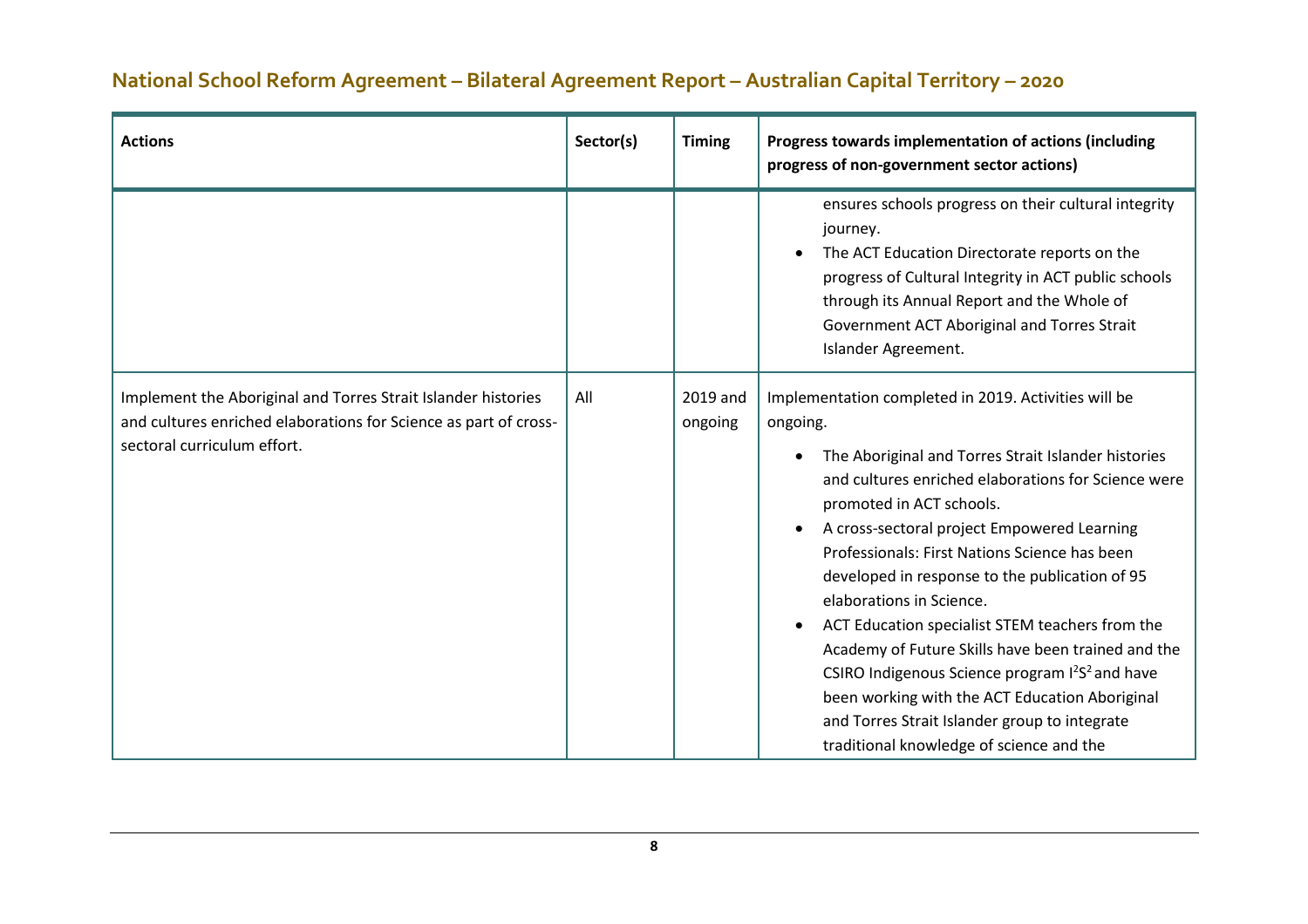| Actions | Sector(s) | Timing | Progress towards implementation of actions (including progress of non-government sector actions) |
|---|---|---|---|
| | | | ensures schools progress on their cultural integrity journey.<br>• The ACT Education Directorate reports on the progress of Cultural Integrity in ACT public schools through its Annual Report and the Whole of Government ACT Aboriginal and Torres Strait Islander Agreement. |
| Implement the Aboriginal and Torres Strait Islander histories and cultures enriched elaborations for Science as part of cross-sectoral curriculum effort. | All | 2019 and ongoing | Implementation completed in 2019. Activities will be ongoing.<br>• The Aboriginal and Torres Strait Islander histories and cultures enriched elaborations for Science were promoted in ACT schools.<br>• A cross-sectoral project Empowered Learning Professionals: First Nations Science has been developed in response to the publication of 95 elaborations in Science.<br>• ACT Education specialist STEM teachers from the Academy of Future Skills have been trained and the CSIRO Indigenous Science program $I^2S^2$ and have been working with the ACT Education Aboriginal and Torres Strait Islander group to integrate traditional knowledge of science and the |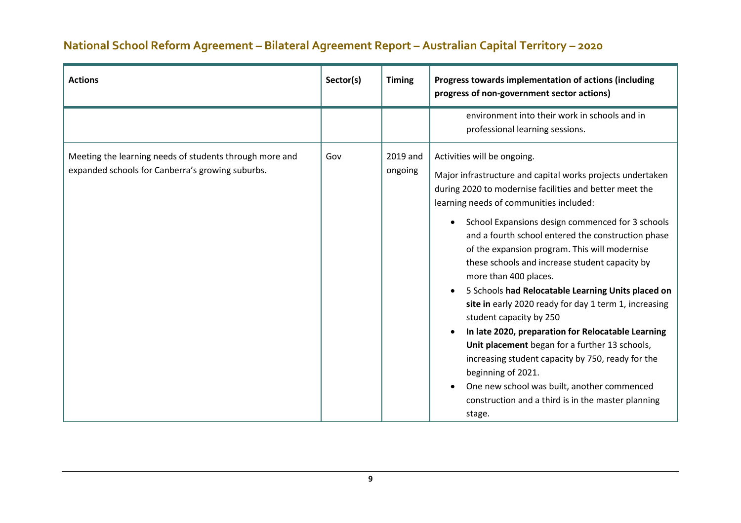## National School Reform Agreement – Bilateral Agreement Report – Australian Capital Territory – 2020

| Actions | Sector(s) | Timing | Progress towards implementation of actions (including progress of non-government sector actions) |
|---|---|---|---|
| | | | environment into their work in schools and in professional learning sessions. |
| Meeting the learning needs of students through more and expanded schools for Canberra's growing suburbs. | Gov | 2019 and ongoing | Activities will be ongoing.<br><br>Major infrastructure and capital works projects undertaken during 2020 to modernise facilities and better meet the learning needs of communities included:<br><br>• School Expansions design commenced for 3 schools and a fourth school entered the construction phase of the expansion program. This will modernise these schools and increase student capacity by more than 400 places.<br>• 5 Schools **had Relocatable Learning Units placed on site in** early 2020 ready for day 1 term 1, increasing student capacity by 250<br>• **In late 2020, preparation for Relocatable Learning Unit placement** began for a further 13 schools, increasing student capacity by 750, ready for the beginning of 2021.<br>• One new school was built, another commenced construction and a third is in the master planning stage. |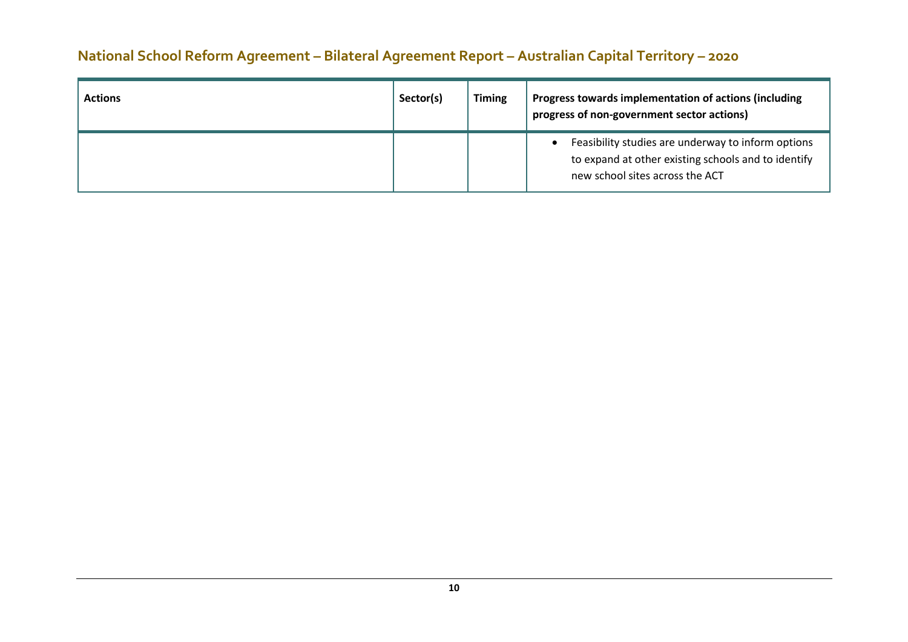| Actions | Sector(s) | Timing | Progress towards implementation of actions (including progress of non-government sector actions) |
|---|---|---|---|
| | | | • Feasibility studies are underway to inform options to expand at other existing schools and to identify new school sites across the ACT |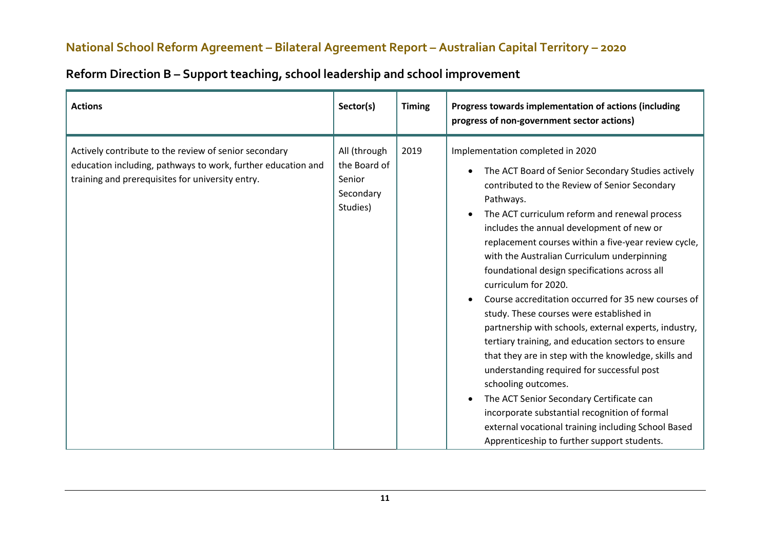## National School Reform Agreement – Bilateral Agreement Report – Australian Capital Territory – 2020

## Reform Direction B – Support teaching, school leadership and school improvement

| Actions | Sector(s) | Timing | Progress towards implementation of actions (including progress of non-government sector actions) |
|---|---|---|---|
| Actively contribute to the review of senior secondary education including, pathways to work, further education and training and prerequisites for university entry. | All (through the Board of Senior Secondary Studies) | 2019 | Implementation completed in 2020<br>• The ACT Board of Senior Secondary Studies actively contributed to the Review of Senior Secondary Pathways.<br>• The ACT curriculum reform and renewal process includes the annual development of new or replacement courses within a five-year review cycle, with the Australian Curriculum underpinning foundational design specifications across all curriculum for 2020.<br>• Course accreditation occurred for 35 new courses of study. These courses were established in partnership with schools, external experts, industry, tertiary training, and education sectors to ensure that they are in step with the knowledge, skills and understanding required for successful post schooling outcomes.<br>• The ACT Senior Secondary Certificate can incorporate substantial recognition of formal external vocational training including School Based Apprenticeship to further support students. |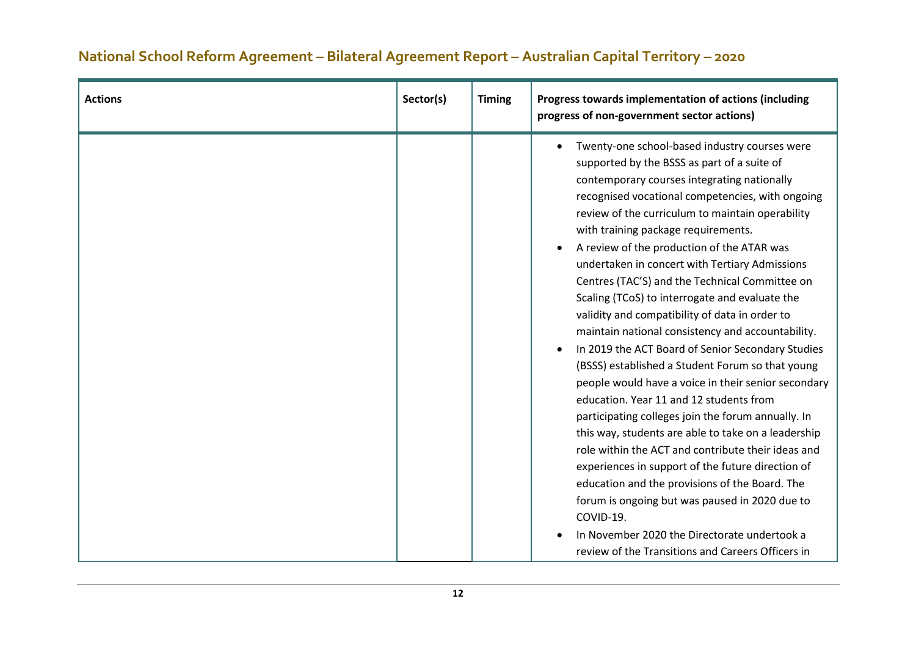| Actions | Sector(s) | Timing | Progress towards implementation of actions (including progress of non-government sector actions) |
|---|---|---|---|
| | | | • Twenty-one school-based industry courses were supported by the BSSS as part of a suite of contemporary courses integrating nationally recognised vocational competencies, with ongoing review of the curriculum to maintain operability with training package requirements.<br>• A review of the production of the ATAR was undertaken in concert with Tertiary Admissions Centres (TAC'S) and the Technical Committee on Scaling (TCoS) to interrogate and evaluate the validity and compatibility of data in order to maintain national consistency and accountability.<br>• In 2019 the ACT Board of Senior Secondary Studies (BSSS) established a Student Forum so that young people would have a voice in their senior secondary education. Year 11 and 12 students from participating colleges join the forum annually. In this way, students are able to take on a leadership role within the ACT and contribute their ideas and experiences in support of the future direction of education and the provisions of the Board. The forum is ongoing but was paused in 2020 due to COVID-19.<br>• In November 2020 the Directorate undertook a review of the Transitions and Careers Officers in |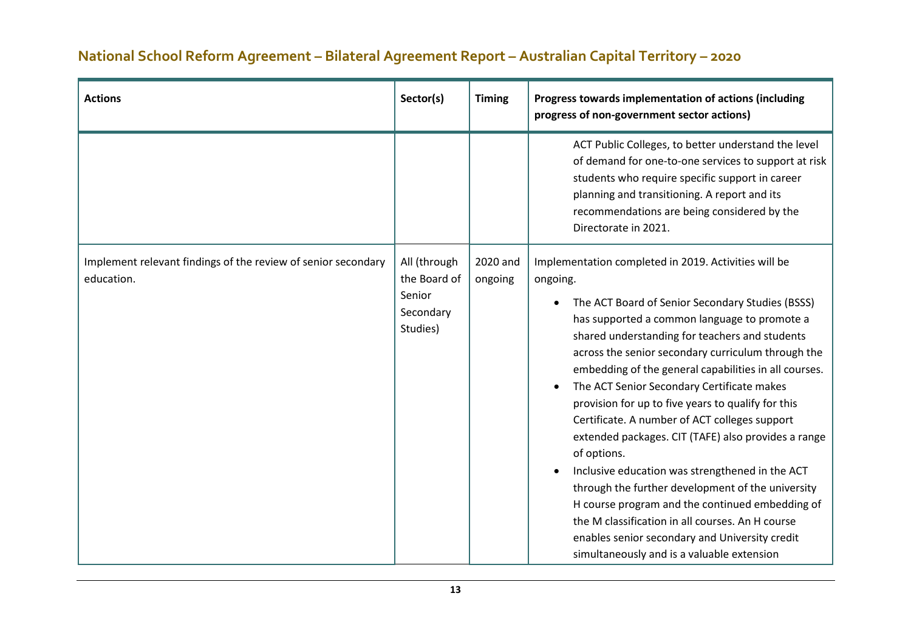## National School Reform Agreement – Bilateral Agreement Report – Australian Capital Territory – 2020

| Actions | Sector(s) | Timing | Progress towards implementation of actions (including progress of non-government sector actions) |
|---|---|---|---|
| | | | ACT Public Colleges, to better understand the level of demand for one-to-one services to support at risk students who require specific support in career planning and transitioning. A report and its recommendations are being considered by the Directorate in 2021. |
| Implement relevant findings of the review of senior secondary education. | All (through the Board of Senior Secondary Studies) | 2020 and ongoing | Implementation completed in 2019. Activities will be ongoing.<br>• The ACT Board of Senior Secondary Studies (BSSS) has supported a common language to promote a shared understanding for teachers and students across the senior secondary curriculum through the embedding of the general capabilities in all courses.<br>• The ACT Senior Secondary Certificate makes provision for up to five years to qualify for this Certificate. A number of ACT colleges support extended packages. CIT (TAFE) also provides a range of options.<br>• Inclusive education was strengthened in the ACT through the further development of the university H course program and the continued embedding of the M classification in all courses. An H course enables senior secondary and University credit simultaneously and is a valuable extension |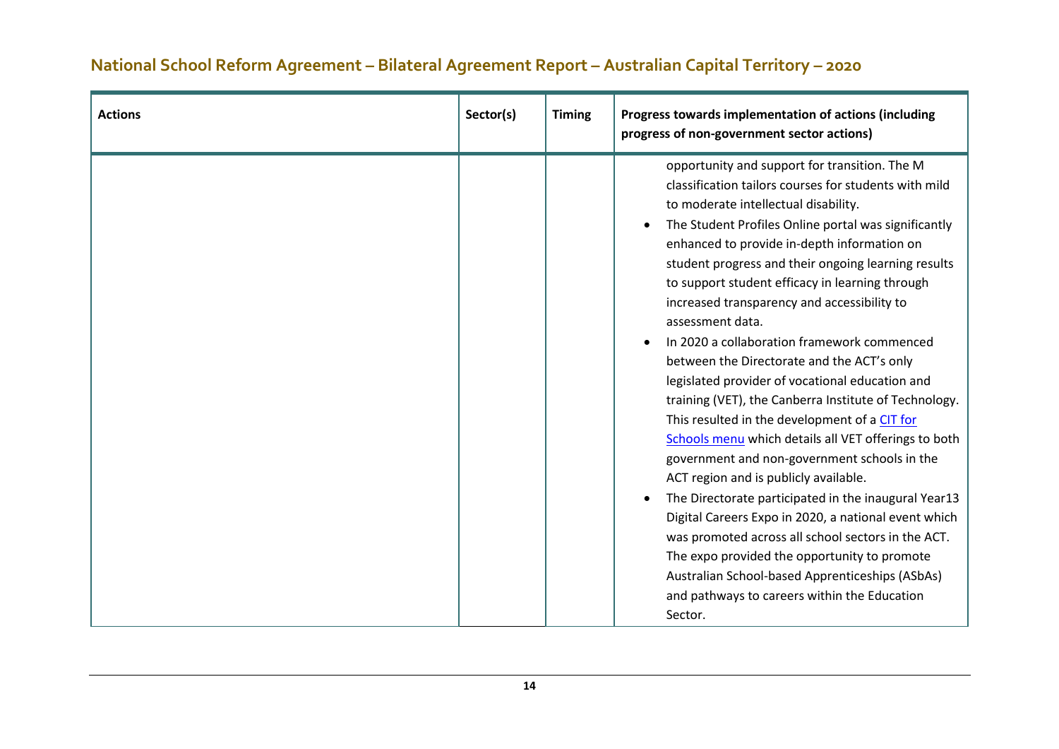# National School Reform Agreement – Bilateral Agreement Report – Australian Capital Territory – 2020

| Actions | Sector(s) | Timing | Progress towards implementation of actions (including progress of non-government sector actions) |
|---|---|---|---|
| | | | opportunity and support for transition. The M classification tailors courses for students with mild to moderate intellectual disability.<br>• The Student Profiles Online portal was significantly enhanced to provide in-depth information on student progress and their ongoing learning results to support student efficacy in learning through increased transparency and accessibility to assessment data.<br>• In 2020 a collaboration framework commenced between the Directorate and the ACT's only legislated provider of vocational education and training (VET), the Canberra Institute of Technology. This resulted in the development of a CIT for Schools menu which details all VET offerings to both government and non-government schools in the ACT region and is publicly available.<br>• The Directorate participated in the inaugural Year13 Digital Careers Expo in 2020, a national event which was promoted across all school sectors in the ACT. The expo provided the opportunity to promote Australian School-based Apprenticeships (ASbAs) and pathways to careers within the Education Sector. |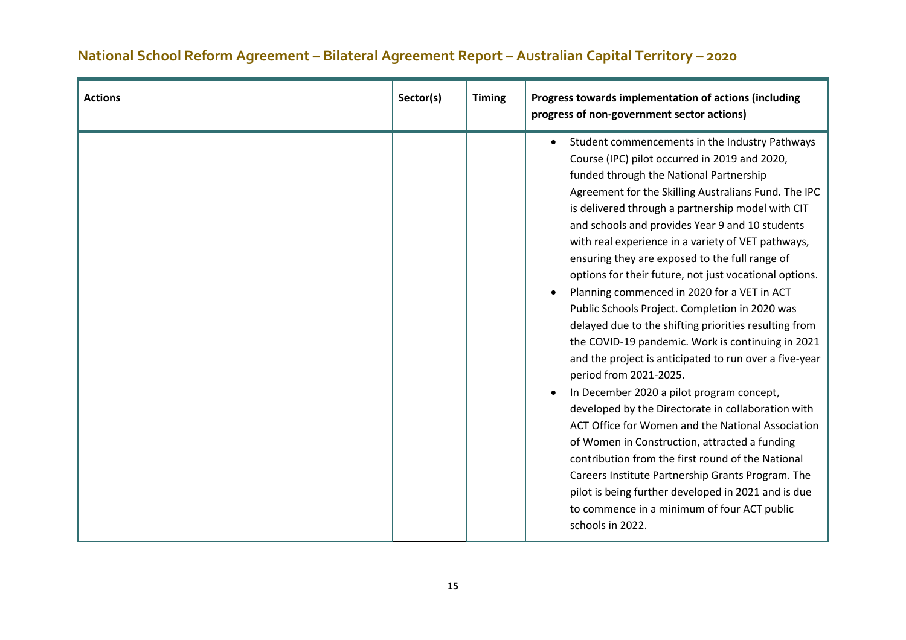## National School Reform Agreement – Bilateral Agreement Report – Australian Capital Territory – 2020

| Actions | Sector(s) | Timing | Progress towards implementation of actions (including progress of non-government sector actions) |
|---|---|---|---|
| | | | • Student commencements in the Industry Pathways Course (IPC) pilot occurred in 2019 and 2020, funded through the National Partnership Agreement for the Skilling Australians Fund. The IPC is delivered through a partnership model with CIT and schools and provides Year 9 and 10 students with real experience in a variety of VET pathways, ensuring they are exposed to the full range of options for their future, not just vocational options.<br>• Planning commenced in 2020 for a VET in ACT Public Schools Project. Completion in 2020 was delayed due to the shifting priorities resulting from the COVID-19 pandemic. Work is continuing in 2021 and the project is anticipated to run over a five-year period from 2021-2025.<br>• In December 2020 a pilot program concept, developed by the Directorate in collaboration with ACT Office for Women and the National Association of Women in Construction, attracted a funding contribution from the first round of the National Careers Institute Partnership Grants Program. The pilot is being further developed in 2021 and is due to commence in a minimum of four ACT public schools in 2022. |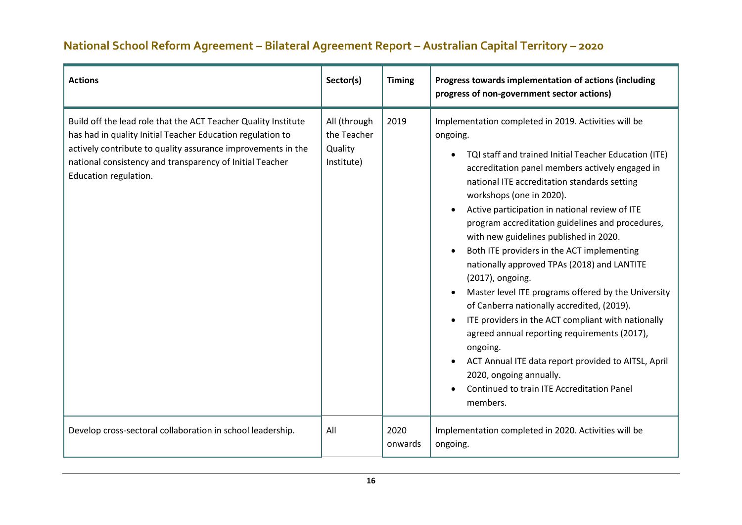## National School Reform Agreement – Bilateral Agreement Report – Australian Capital Territory – 2020

| Actions | Sector(s) | Timing | Progress towards implementation of actions (including progress of non-government sector actions) |
|---|---|---|---|
| Build off the lead role that the ACT Teacher Quality Institute has had in quality Initial Teacher Education regulation to actively contribute to quality assurance improvements in the national consistency and transparency of Initial Teacher Education regulation. | All (through the Teacher Quality Institute) | 2019 | Implementation completed in 2019. Activities will be ongoing.<br>• TQI staff and trained Initial Teacher Education (ITE) accreditation panel members actively engaged in national ITE accreditation standards setting workshops (one in 2020).<br>• Active participation in national review of ITE program accreditation guidelines and procedures, with new guidelines published in 2020.<br>• Both ITE providers in the ACT implementing nationally approved TPAs (2018) and LANTITE (2017), ongoing.<br>• Master level ITE programs offered by the University of Canberra nationally accredited, (2019).<br>• ITE providers in the ACT compliant with nationally agreed annual reporting requirements (2017), ongoing.<br>• ACT Annual ITE data report provided to AITSL, April 2020, ongoing annually.<br>• Continued to train ITE Accreditation Panel members. |
| Develop cross-sectoral collaboration in school leadership. | All | 2020 onwards | Implementation completed in 2020. Activities will be ongoing. |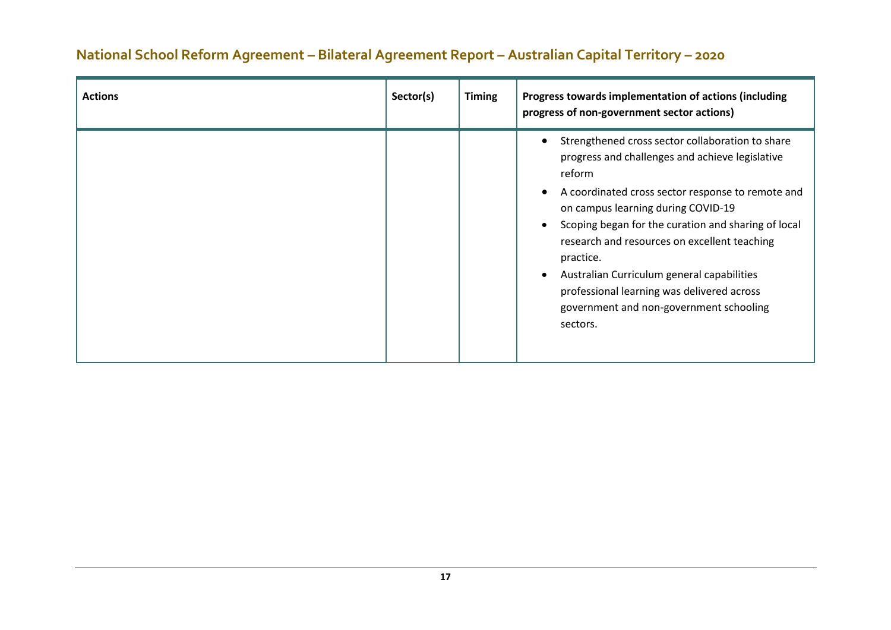| Actions | Sector(s) | Timing | Progress towards implementation of actions (including progress of non-government sector actions) |
|---|---|---|---|
| | | | • Strengthened cross sector collaboration to share progress and challenges and achieve legislative reform<br>• A coordinated cross sector response to remote and on campus learning during COVID-19<br>• Scoping began for the curation and sharing of local research and resources on excellent teaching practice.<br>• Australian Curriculum general capabilities professional learning was delivered across government and non-government schooling sectors. |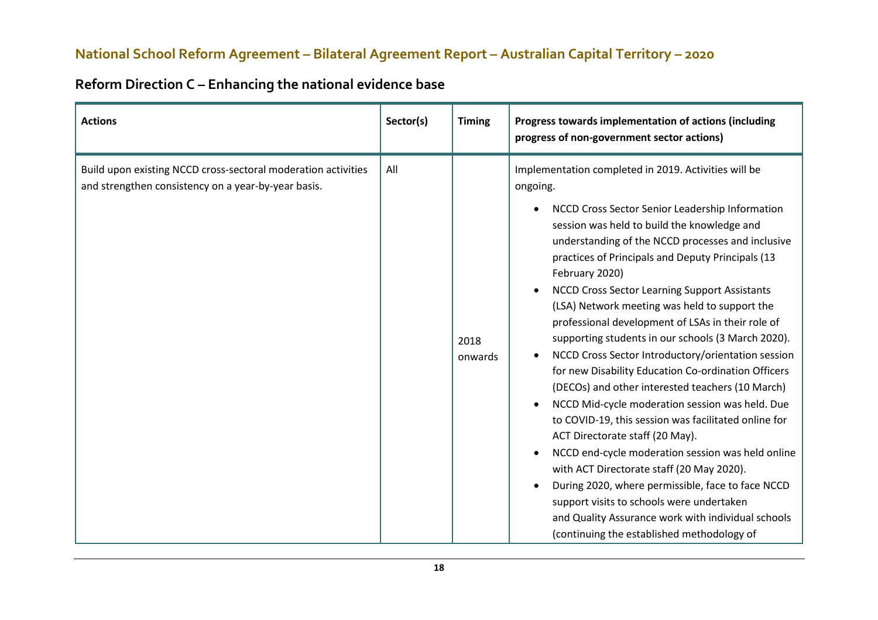## National School Reform Agreement – Bilateral Agreement Report – Australian Capital Territory – 2020

### Reform Direction C – Enhancing the national evidence base

| Actions | Sector(s) | Timing | Progress towards implementation of actions (including progress of non-government sector actions) |
|---|---|---|---|
| Build upon existing NCCD cross-sectoral moderation activities and strengthen consistency on a year-by-year basis. | All | 2018 onwards | Implementation completed in 2019. Activities will be ongoing.<br>• NCCD Cross Sector Senior Leadership Information session was held to build the knowledge and understanding of the NCCD processes and inclusive practices of Principals and Deputy Principals (13 February 2020)<br>• NCCD Cross Sector Learning Support Assistants (LSA) Network meeting was held to support the professional development of LSAs in their role of supporting students in our schools (3 March 2020).<br>• NCCD Cross Sector Introductory/orientation session for new Disability Education Co-ordination Officers (DECOs) and other interested teachers (10 March)<br>• NCCD Mid-cycle moderation session was held. Due to COVID-19, this session was facilitated online for ACT Directorate staff (20 May).<br>• NCCD end-cycle moderation session was held online with ACT Directorate staff (20 May 2020).<br>• During 2020, where permissible, face to face NCCD support visits to schools were undertaken and Quality Assurance work with individual schools (continuing the established methodology of |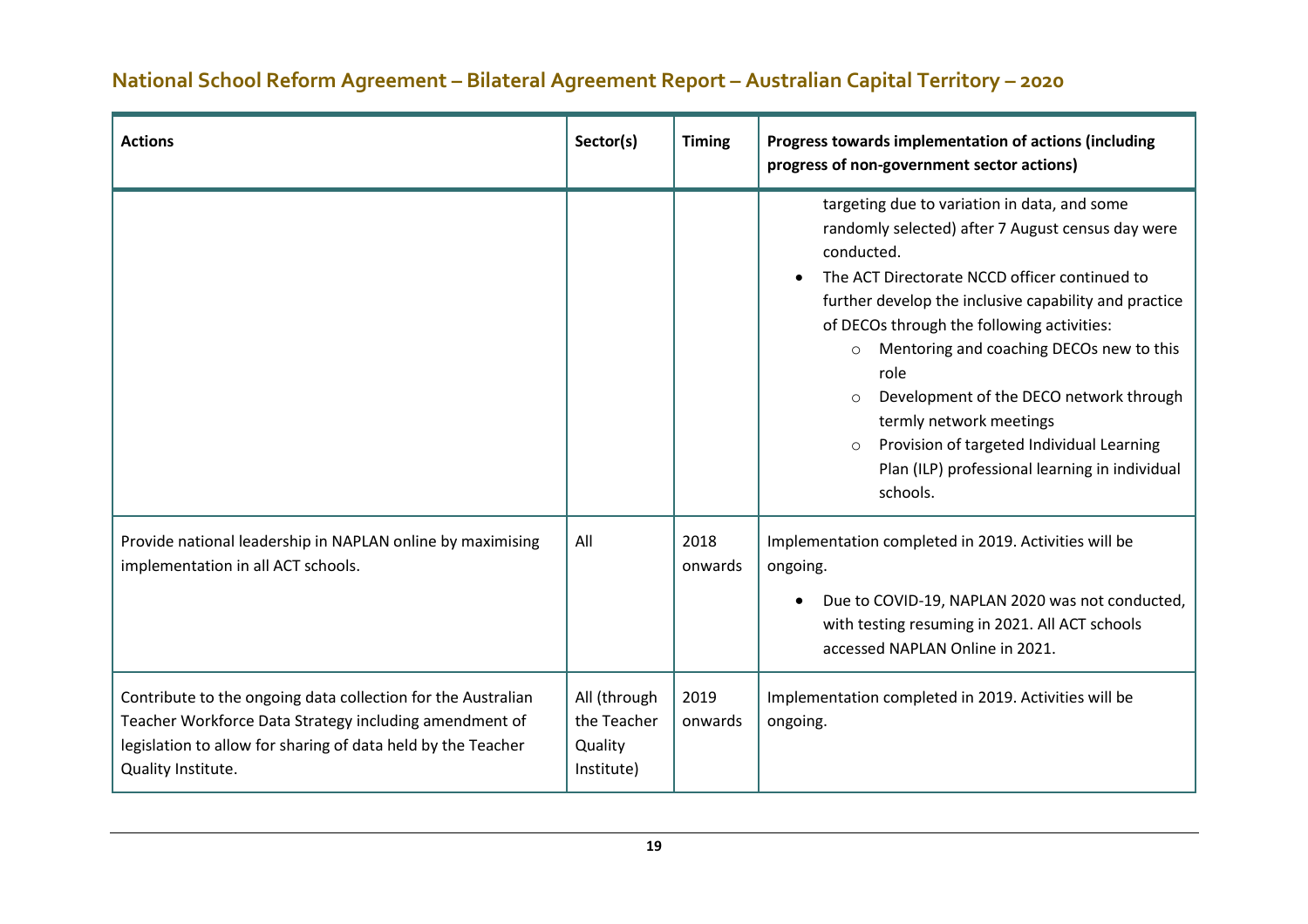## National School Reform Agreement – Bilateral Agreement Report – Australian Capital Territory – 2020

| Actions | Sector(s) | Timing | Progress towards implementation of actions (including progress of non-government sector actions) |
|---|---|---|---|
| | | | targeting due to variation in data, and some randomly selected) after 7 August census day were conducted.<br>• The ACT Directorate NCCD officer continued to further develop the inclusive capability and practice of DECOs through the following activities:<br>  ○ Mentoring and coaching DECOs new to this role<br>  ○ Development of the DECO network through termly network meetings<br>  ○ Provision of targeted Individual Learning Plan (ILP) professional learning in individual schools. |
| Provide national leadership in NAPLAN online by maximising implementation in all ACT schools. | All | 2018 onwards | Implementation completed in 2019. Activities will be ongoing.<br>• Due to COVID-19, NAPLAN 2020 was not conducted, with testing resuming in 2021. All ACT schools accessed NAPLAN Online in 2021. |
| Contribute to the ongoing data collection for the Australian Teacher Workforce Data Strategy including amendment of legislation to allow for sharing of data held by the Teacher Quality Institute. | All (through the Teacher Quality Institute) | 2019 onwards | Implementation completed in 2019. Activities will be ongoing. |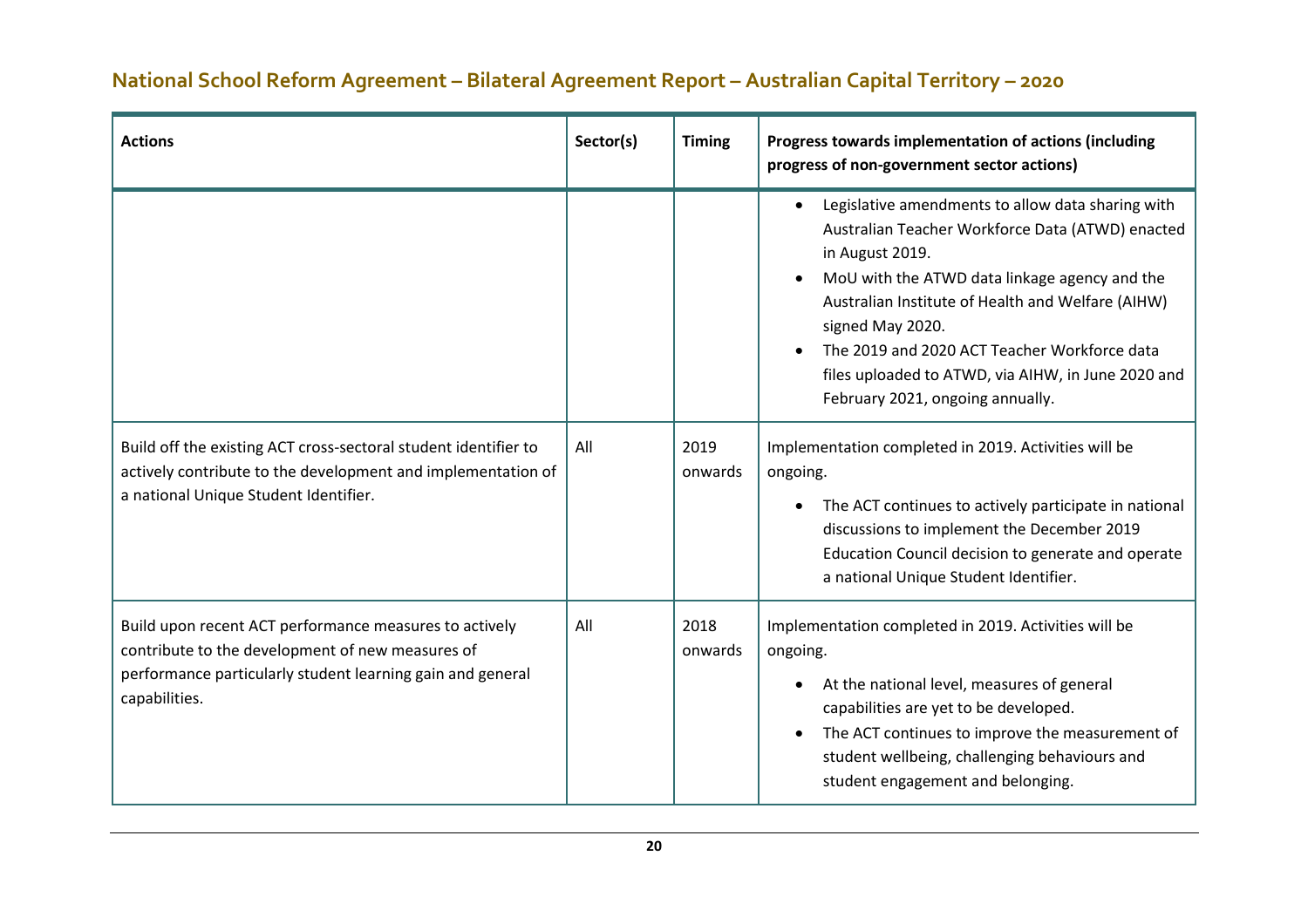| Actions | Sector(s) | Timing | Progress towards implementation of actions (including progress of non-government sector actions) |
|---|---|---|---|
| | | | • Legislative amendments to allow data sharing with Australian Teacher Workforce Data (ATWD) enacted in August 2019.<br>• MoU with the ATWD data linkage agency and the Australian Institute of Health and Welfare (AIHW) signed May 2020.<br>• The 2019 and 2020 ACT Teacher Workforce data files uploaded to ATWD, via AIHW, in June 2020 and February 2021, ongoing annually. |
| Build off the existing ACT cross-sectoral student identifier to actively contribute to the development and implementation of a national Unique Student Identifier. | All | 2019 onwards | Implementation completed in 2019. Activities will be ongoing.<br>• The ACT continues to actively participate in national discussions to implement the December 2019 Education Council decision to generate and operate a national Unique Student Identifier. |
| Build upon recent ACT performance measures to actively contribute to the development of new measures of performance particularly student learning gain and general capabilities. | All | 2018 onwards | Implementation completed in 2019. Activities will be ongoing.<br>• At the national level, measures of general capabilities are yet to be developed.<br>• The ACT continues to improve the measurement of student wellbeing, challenging behaviours and student engagement and belonging. |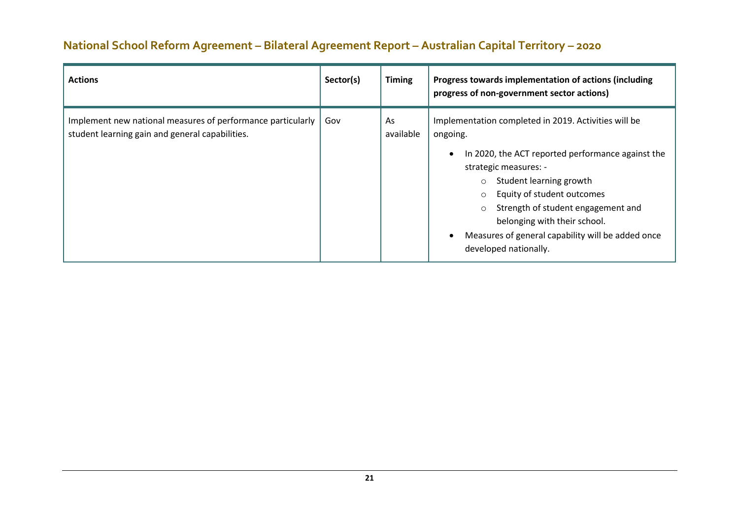## National School Reform Agreement – Bilateral Agreement Report – Australian Capital Territory – 2020

| Actions | Sector(s) | Timing | Progress towards implementation of actions (including progress of non-government sector actions) |
| --- | --- | --- | --- |
| Implement new national measures of performance particularly student learning gain and general capabilities. | Gov | As available | Implementation completed in 2019. Activities will be ongoing.<br>• In 2020, the ACT reported performance against the strategic measures: -<br>&nbsp;&nbsp;&nbsp;&nbsp;○ Student learning growth<br>&nbsp;&nbsp;&nbsp;&nbsp;○ Equity of student outcomes<br>&nbsp;&nbsp;&nbsp;&nbsp;○ Strength of student engagement and belonging with their school.<br>• Measures of general capability will be added once developed nationally. |